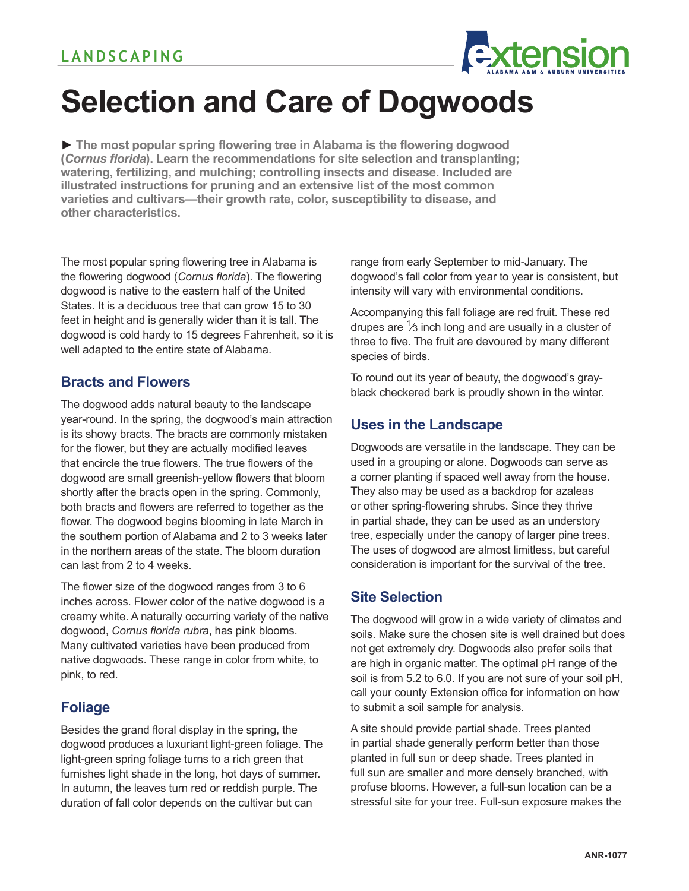LANDSCAPING

# Selection and Care of Dogwoods

► **The most popular spring flowering tree in Alabama is the flowering dogwood (*Cornus florida*). Learn the recommendations for site selection and transplanting; watering, fertilizing, and mulching; controlling insects and disease. Included are illustrated instructions for pruning and an extensive list of the most common varieties and cultivars—their growth rate, color, susceptibility to disease, and other characteristics.**

The most popular spring flowering tree in Alabama is the flowering dogwood (*Cornus florida*). The flowering dogwood is native to the eastern half of the United States. It is a deciduous tree that can grow 15 to 30 feet in height and is generally wider than it is tall. The dogwood is cold hardy to 15 degrees Fahrenheit, so it is well adapted to the entire state of Alabama.

## Bracts and Flowers

The dogwood adds natural beauty to the landscape year-round. In the spring, the dogwood's main attraction is its showy bracts. The bracts are commonly mistaken for the flower, but they are actually modified leaves that encircle the true flowers. The true flowers of the dogwood are small greenish-yellow flowers that bloom shortly after the bracts open in the spring. Commonly, both bracts and flowers are referred to together as the flower. The dogwood begins blooming in late March in the southern portion of Alabama and 2 to 3 weeks later in the northern areas of the state. The bloom duration can last from 2 to 4 weeks.

The flower size of the dogwood ranges from 3 to 6 inches across. Flower color of the native dogwood is a creamy white. A naturally occurring variety of the native dogwood, *Cornus florida rubra*, has pink blooms. Many cultivated varieties have been produced from native dogwoods. These range in color from white, to pink, to red.

## Foliage

Besides the grand floral display in the spring, the dogwood produces a luxuriant light-green foliage. The light-green spring foliage turns to a rich green that furnishes light shade in the long, hot days of summer. In autumn, the leaves turn red or reddish purple. The duration of fall color depends on the cultivar but can range from early September to mid-January. The dogwood's fall color from year to year is consistent, but intensity will vary with environmental conditions.

Accompanying this fall foliage are red fruit. These red drupes are ⅓ inch long and are usually in a cluster of three to five. The fruit are devoured by many different species of birds.

To round out its year of beauty, the dogwood's gray-black checkered bark is proudly shown in the winter.

## Uses in the Landscape

Dogwoods are versatile in the landscape. They can be used in a grouping or alone. Dogwoods can serve as a corner planting if spaced well away from the house. They also may be used as a backdrop for azaleas or other spring-flowering shrubs. Since they thrive in partial shade, they can be used as an understory tree, especially under the canopy of larger pine trees. The uses of dogwood are almost limitless, but careful consideration is important for the survival of the tree.

## Site Selection

The dogwood will grow in a wide variety of climates and soils. Make sure the chosen site is well drained but does not get extremely dry. Dogwoods also prefer soils that are high in organic matter. The optimal pH range of the soil is from 5.2 to 6.0. If you are not sure of your soil pH, call your county Extension office for information on how to submit a soil sample for analysis.

A site should provide partial shade. Trees planted in partial shade generally perform better than those planted in full sun or deep shade. Trees planted in full sun are smaller and more densely branched, with profuse blooms. However, a full-sun location can be a stressful site for your tree. Full-sun exposure makes the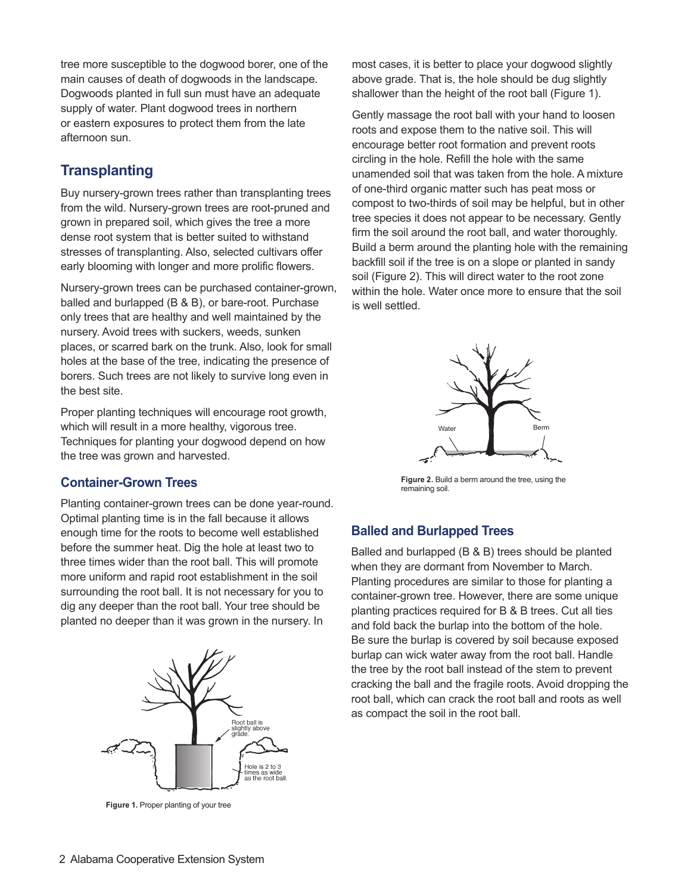tree more susceptible to the dogwood borer, one of the main causes of death of dogwoods in the landscape. Dogwoods planted in full sun must have an adequate supply of water. Plant dogwood trees in northern or eastern exposures to protect them from the late afternoon sun.

## Transplanting

Buy nursery-grown trees rather than transplanting trees from the wild. Nursery-grown trees are root-pruned and grown in prepared soil, which gives the tree a more dense root system that is better suited to withstand stresses of transplanting. Also, selected cultivars offer early blooming with longer and more prolific flowers.

Nursery-grown trees can be purchased container-grown, balled and burlapped (B & B), or bare-root. Purchase only trees that are healthy and well maintained by the nursery. Avoid trees with suckers, weeds, sunken places, or scarred bark on the trunk. Also, look for small holes at the base of the tree, indicating the presence of borers. Such trees are not likely to survive long even in the best site.

Proper planting techniques will encourage root growth, which will result in a more healthy, vigorous tree. Techniques for planting your dogwood depend on how the tree was grown and harvested.

### Container-Grown Trees

Planting container-grown trees can be done year-round. Optimal planting time is in the fall because it allows enough time for the roots to become well established before the summer heat. Dig the hole at least two to three times wider than the root ball. This will promote more uniform and rapid root establishment in the soil surrounding the root ball. It is not necessary for you to dig any deeper than the root ball. Your tree should be planted no deeper than it was grown in the nursery. In most cases, it is better to place your dogwood slightly above grade. That is, the hole should be dug slightly shallower than the height of the root ball (Figure 1).

Root ball is slightly above grade.

Hole is 2 to 3 times as wide as the root ball.

**Figure 1.** Proper planting of your tree

Gently massage the root ball with your hand to loosen roots and expose them to the native soil. This will encourage better root formation and prevent roots circling in the hole. Refill the hole with the same unamended soil that was taken from the hole. A mixture of one-third organic matter such has peat moss or compost to two-thirds of soil may be helpful, but in other tree species it does not appear to be necessary. Gently firm the soil around the root ball, and water thoroughly. Build a berm around the planting hole with the remaining backfill soil if the tree is on a slope or planted in sandy soil (Figure 2). This will direct water to the root zone within the hole. Water once more to ensure that the soil is well settled.

Water

Berm

**Figure 2.** Build a berm around the tree, using the remaining soil.

### Balled and Burlapped Trees

Balled and burlapped (B & B) trees should be planted when they are dormant from November to March. Planting procedures are similar to those for planting a container-grown tree. However, there are some unique planting practices required for B & B trees. Cut all ties and fold back the burlap into the bottom of the hole. Be sure the burlap is covered by soil because exposed burlap can wick water away from the root ball. Handle the tree by the root ball instead of the stem to prevent cracking the ball and the fragile roots. Avoid dropping the root ball, which can crack the root ball and roots as well as compact the soil in the root ball.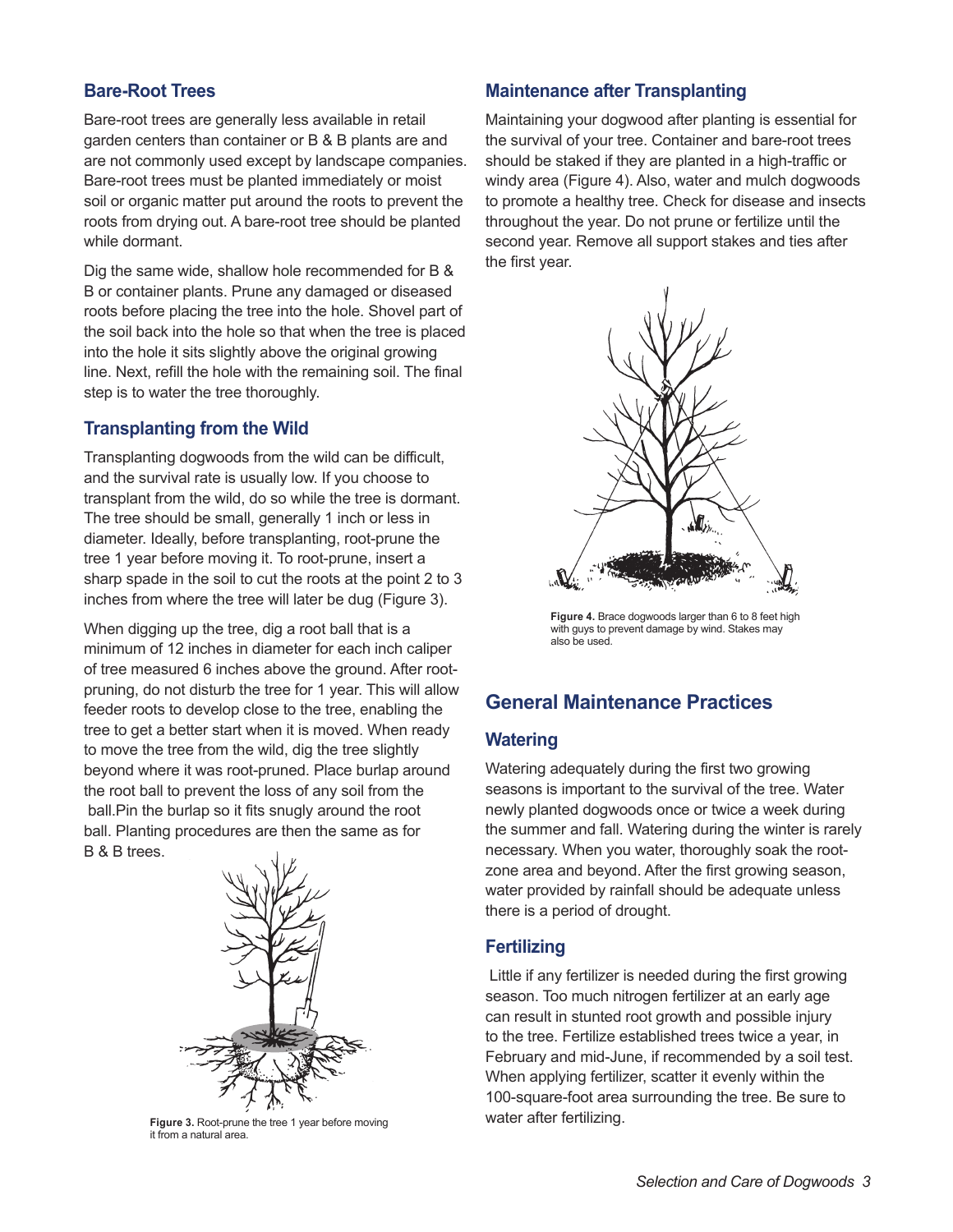### Bare-Root Trees

Bare-root trees are generally less available in retail garden centers than container or B & B plants and are not commonly used except by landscape companies. Bare-root trees must be planted immediately or moist soil or organic matter put around the roots to prevent the roots from drying out. A bare-root tree should be planted while dormant.

Dig the same wide, shallow hole recommended for B & B or container plants. Prune any damaged or diseased roots before placing the tree into the hole. Shovel part of the soil back into the hole so that when the tree is placed into the hole it sits slightly above the original growing line. Next, refill the hole with the remaining soil. The final step is to water the tree thoroughly.

### Transplanting from the Wild

Transplanting dogwoods from the wild can be difficult, and the survival rate is usually low. If you choose to transplant from the wild, do so while the tree is dormant. The tree should be small, generally 1 inch or less in diameter. Ideally, before transplanting, root-prune the tree 1 year before moving it. To root-prune, insert a sharp spade in the soil to cut the roots at the point 2 to 3 inches from where the tree will later be dug (Figure 3).

When digging up the tree, dig a root ball that is a minimum of 12 inches in diameter for each inch caliper of tree measured 6 inches above the ground. After root-pruning, do not disturb the tree for 1 year. This will allow feeder roots to develop close to the tree, enabling the tree to get a better start when it is moved. When ready to move the tree from the wild, dig the tree slightly beyond where it was root-pruned. Place burlap around the root ball to prevent the loss of any soil from the ball.Pin the burlap so it fits snugly around the root ball. Planting procedures are then the same as for B & B trees.

**Figure 3.** Root-prune the tree 1 year before moving it from a natural area.

### Maintenance after Transplanting

Maintaining your dogwood after planting is essential for the survival of your tree. Container and bare-root trees should be staked if they are planted in a high-traffic or windy area (Figure 4). Also, water and mulch dogwoods to promote a healthy tree. Check for disease and insects throughout the year. Do not prune or fertilize until the second year. Remove all support stakes and ties after the first year.

**Figure 4.** Brace dogwoods larger than 6 to 8 feet high with guys to prevent damage by wind. Stakes may also be used.

## General Maintenance Practices

### Watering

Watering adequately during the first two growing seasons is important to the survival of the tree. Water newly planted dogwoods once or twice a week during the summer and fall. Watering during the winter is rarely necessary. When you water, thoroughly soak the root-zone area and beyond. After the first growing season, water provided by rainfall should be adequate unless there is a period of drought.

### Fertilizing

Little if any fertilizer is needed during the first growing season. Too much nitrogen fertilizer at an early age can result in stunted root growth and possible injury to the tree. Fertilize established trees twice a year, in February and mid-June, if recommended by a soil test. When applying fertilizer, scatter it evenly within the 100-square-foot area surrounding the tree. Be sure to water after fertilizing.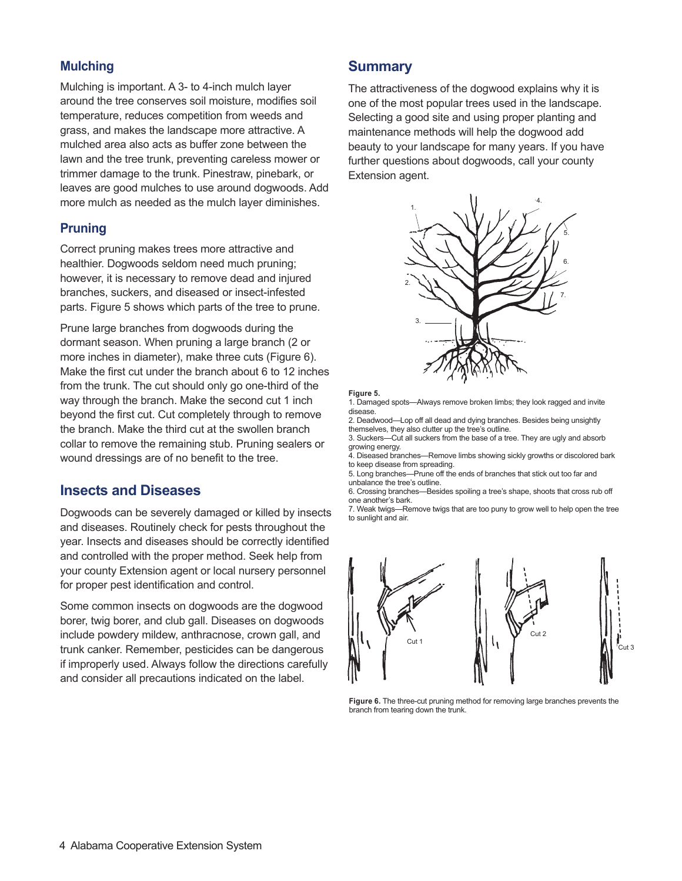## Mulching

Mulching is important. A 3- to 4-inch mulch layer around the tree conserves soil moisture, modifies soil temperature, reduces competition from weeds and grass, and makes the landscape more attractive. A mulched area also acts as buffer zone between the lawn and the tree trunk, preventing careless mower or trimmer damage to the trunk. Pinestraw, pinebark, or leaves are good mulches to use around dogwoods. Add more mulch as needed as the mulch layer diminishes.

## Pruning

Correct pruning makes trees more attractive and healthier. Dogwoods seldom need much pruning; however, it is necessary to remove dead and injured branches, suckers, and diseased or insect-infested parts. Figure 5 shows which parts of the tree to prune.

Prune large branches from dogwoods during the dormant season. When pruning a large branch (2 or more inches in diameter), make three cuts (Figure 6). Make the first cut under the branch about 6 to 12 inches from the trunk. The cut should only go one-third of the way through the branch. Make the second cut 1 inch beyond the first cut. Cut completely through to remove the branch. Make the third cut at the swollen branch collar to remove the remaining stub. Pruning sealers or wound dressings are of no benefit to the tree.

## Insects and Diseases

Dogwoods can be severely damaged or killed by insects and diseases. Routinely check for pests throughout the year. Insects and diseases should be correctly identified and controlled with the proper method. Seek help from your county Extension agent or local nursery personnel for proper pest identification and control.

Some common insects on dogwoods are the dogwood borer, twig borer, and club gall. Diseases on dogwoods include powdery mildew, anthracnose, crown gall, and trunk canker. Remember, pesticides can be dangerous if improperly used. Always follow the directions carefully and consider all precautions indicated on the label.

## Summary

The attractiveness of the dogwood explains why it is one of the most popular trees used in the landscape. Selecting a good site and using proper planting and maintenance methods will help the dogwood add beauty to your landscape for many years. If you have further questions about dogwoods, call your county Extension agent.

**Figure 5.**
1. Damaged spots—Always remove broken limbs; they look ragged and invite disease.
2. Deadwood—Lop off all dead and dying branches. Besides being unsightly themselves, they also clutter up the tree's outline.
3. Suckers—Cut all suckers from the base of a tree. They are ugly and absorb growing energy.
4. Diseased branches—Remove limbs showing sickly growths or discolored bark to keep disease from spreading.
5. Long branches—Prune off the ends of branches that stick out too far and unbalance the tree's outline.
6. Crossing branches—Besides spoiling a tree's shape, shoots that cross rub off one another's bark.
7. Weak twigs—Remove twigs that are too puny to grow well to help open the tree to sunlight and air.

**Figure 6.** The three-cut pruning method for removing large branches prevents the branch from tearing down the trunk.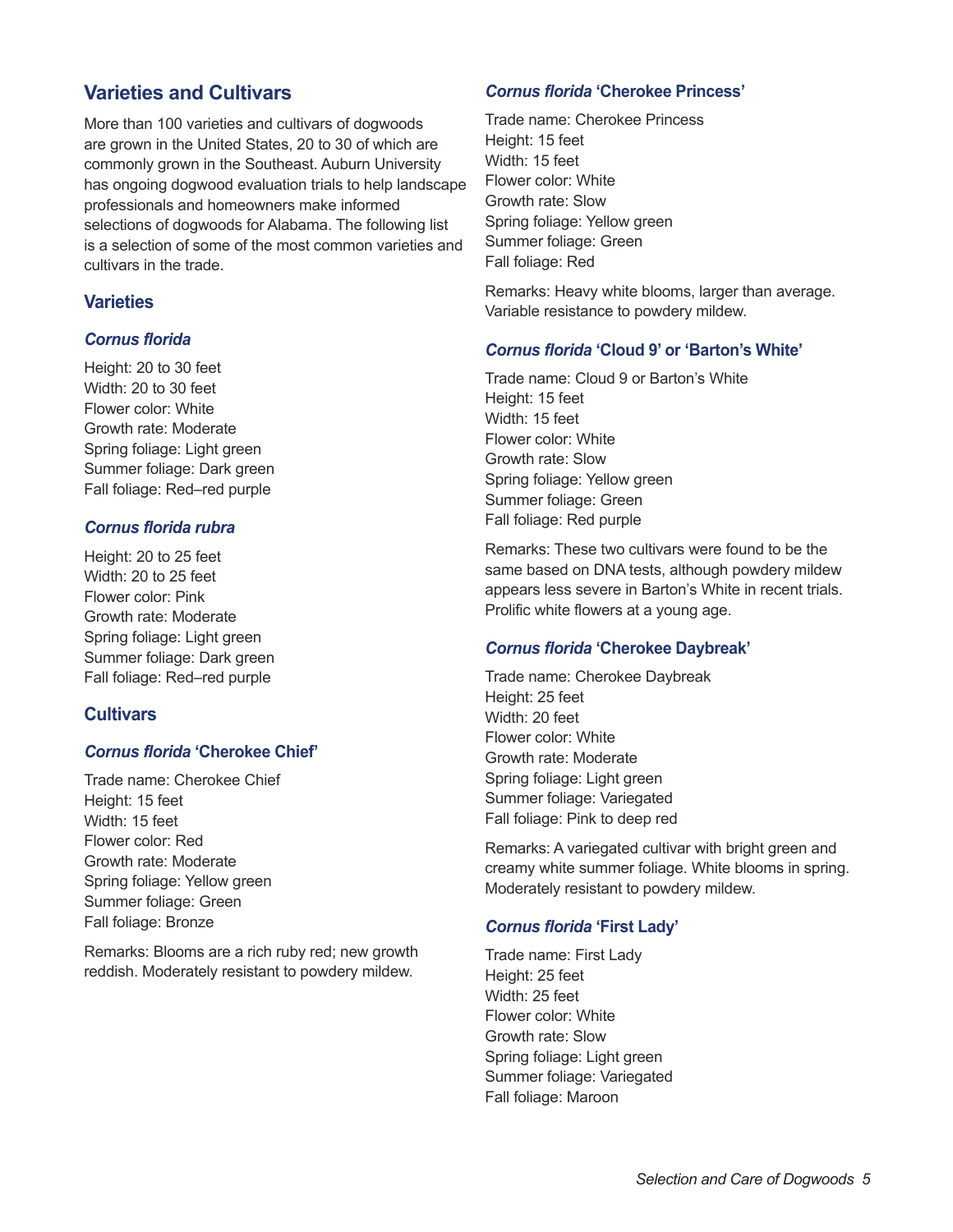## Varieties and Cultivars

More than 100 varieties and cultivars of dogwoods are grown in the United States, 20 to 30 of which are commonly grown in the Southeast. Auburn University has ongoing dogwood evaluation trials to help landscape professionals and homeowners make informed selections of dogwoods for Alabama. The following list is a selection of some of the most common varieties and cultivars in the trade.

### Varieties

#### *Cornus florida*

Height: 20 to 30 feet
Width: 20 to 30 feet
Flower color: White
Growth rate: Moderate
Spring foliage: Light green
Summer foliage: Dark green
Fall foliage: Red–red purple

#### *Cornus florida rubra*

Height: 20 to 25 feet
Width: 20 to 25 feet
Flower color: Pink
Growth rate: Moderate
Spring foliage: Light green
Summer foliage: Dark green
Fall foliage: Red–red purple

### Cultivars

#### *Cornus florida* 'Cherokee Chief'

Trade name: Cherokee Chief
Height: 15 feet
Width: 15 feet
Flower color: Red
Growth rate: Moderate
Spring foliage: Yellow green
Summer foliage: Green
Fall foliage: Bronze

Remarks: Blooms are a rich ruby red; new growth reddish. Moderately resistant to powdery mildew.

#### *Cornus florida* 'Cherokee Princess'

Trade name: Cherokee Princess
Height: 15 feet
Width: 15 feet
Flower color: White
Growth rate: Slow
Spring foliage: Yellow green
Summer foliage: Green
Fall foliage: Red

Remarks: Heavy white blooms, larger than average. Variable resistance to powdery mildew.

#### *Cornus florida* 'Cloud 9' or 'Barton's White'

Trade name: Cloud 9 or Barton's White
Height: 15 feet
Width: 15 feet
Flower color: White
Growth rate: Slow
Spring foliage: Yellow green
Summer foliage: Green
Fall foliage: Red purple

Remarks: These two cultivars were found to be the same based on DNA tests, although powdery mildew appears less severe in Barton's White in recent trials. Prolific white flowers at a young age.

#### *Cornus florida* 'Cherokee Daybreak'

Trade name: Cherokee Daybreak
Height: 25 feet
Width: 20 feet
Flower color: White
Growth rate: Moderate
Spring foliage: Light green
Summer foliage: Variegated
Fall foliage: Pink to deep red

Remarks: A variegated cultivar with bright green and creamy white summer foliage. White blooms in spring. Moderately resistant to powdery mildew.

#### *Cornus florida* 'First Lady'

Trade name: First Lady
Height: 25 feet
Width: 25 feet
Flower color: White
Growth rate: Slow
Spring foliage: Light green
Summer foliage: Variegated
Fall foliage: Maroon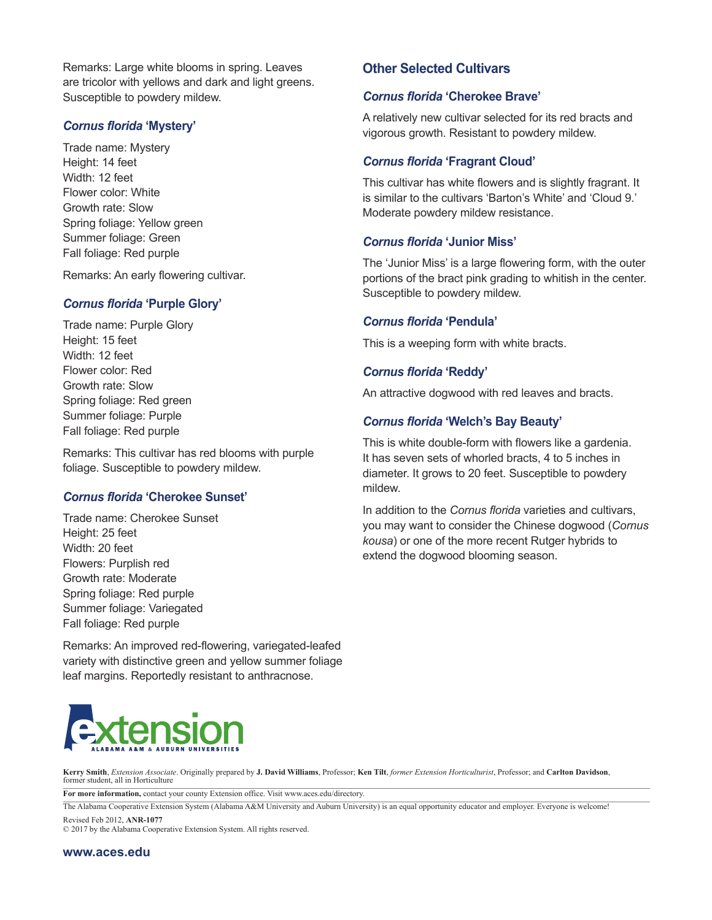Remarks: Large white blooms in spring. Leaves are tricolor with yellows and dark and light greens. Susceptible to powdery mildew.

### *Cornus florida* 'Mystery'

Trade name: Mystery
Height: 14 feet
Width: 12 feet
Flower color: White
Growth rate: Slow
Spring foliage: Yellow green
Summer foliage: Green
Fall foliage: Red purple

Remarks: An early flowering cultivar.

### *Cornus florida* 'Purple Glory'

Trade name: Purple Glory
Height: 15 feet
Width: 12 feet
Flower color: Red
Growth rate: Slow
Spring foliage: Red green
Summer foliage: Purple
Fall foliage: Red purple

Remarks: This cultivar has red blooms with purple foliage. Susceptible to powdery mildew.

### *Cornus florida* 'Cherokee Sunset'

Trade name: Cherokee Sunset
Height: 25 feet
Width: 20 feet
Flowers: Purplish red
Growth rate: Moderate
Spring foliage: Red purple
Summer foliage: Variegated
Fall foliage: Red purple

Remarks: An improved red-flowering, variegated-leafed variety with distinctive green and yellow summer foliage leaf margins. Reportedly resistant to anthracnose.

## Other Selected Cultivars

### *Cornus florida* 'Cherokee Brave'

A relatively new cultivar selected for its red bracts and vigorous growth. Resistant to powdery mildew.

### *Cornus florida* 'Fragrant Cloud'

This cultivar has white flowers and is slightly fragrant. It is similar to the cultivars 'Barton's White' and 'Cloud 9.' Moderate powdery mildew resistance.

### *Cornus florida* 'Junior Miss'

The 'Junior Miss' is a large flowering form, with the outer portions of the bract pink grading to whitish in the center. Susceptible to powdery mildew.

### *Cornus florida* 'Pendula'

This is a weeping form with white bracts.

### *Cornus florida* 'Reddy'

An attractive dogwood with red leaves and bracts.

### *Cornus florida* 'Welch's Bay Beauty'

This is white double-form with flowers like a gardenia. It has seven sets of whorled bracts, 4 to 5 inches in diameter. It grows to 20 feet. Susceptible to powdery mildew.

In addition to the *Cornus florida* varieties and cultivars, you may want to consider the Chinese dogwood (*Cornus kousa*) or one of the more recent Rutger hybrids to extend the dogwood blooming season.

extension
ALABAMA A&M & AUBURN UNIVERSITIES

**Kerry Smith**, *Extension Associate*. Originally prepared by **J. David Williams**, Professor; **Ken Tilt**, *former Extension Horticulturist*, Professor; and **Carlton Davidson**, former student, all in Horticulture

**For more information,** contact your county Extension office. Visit www.aces.edu/directory.

The Alabama Cooperative Extension System (Alabama A&M University and Auburn University) is an equal opportunity educator and employer. Everyone is welcome!

Revised Feb 2012, **ANR-1077**
© 2017 by the Alabama Cooperative Extension System. All rights reserved.

**www.aces.edu**